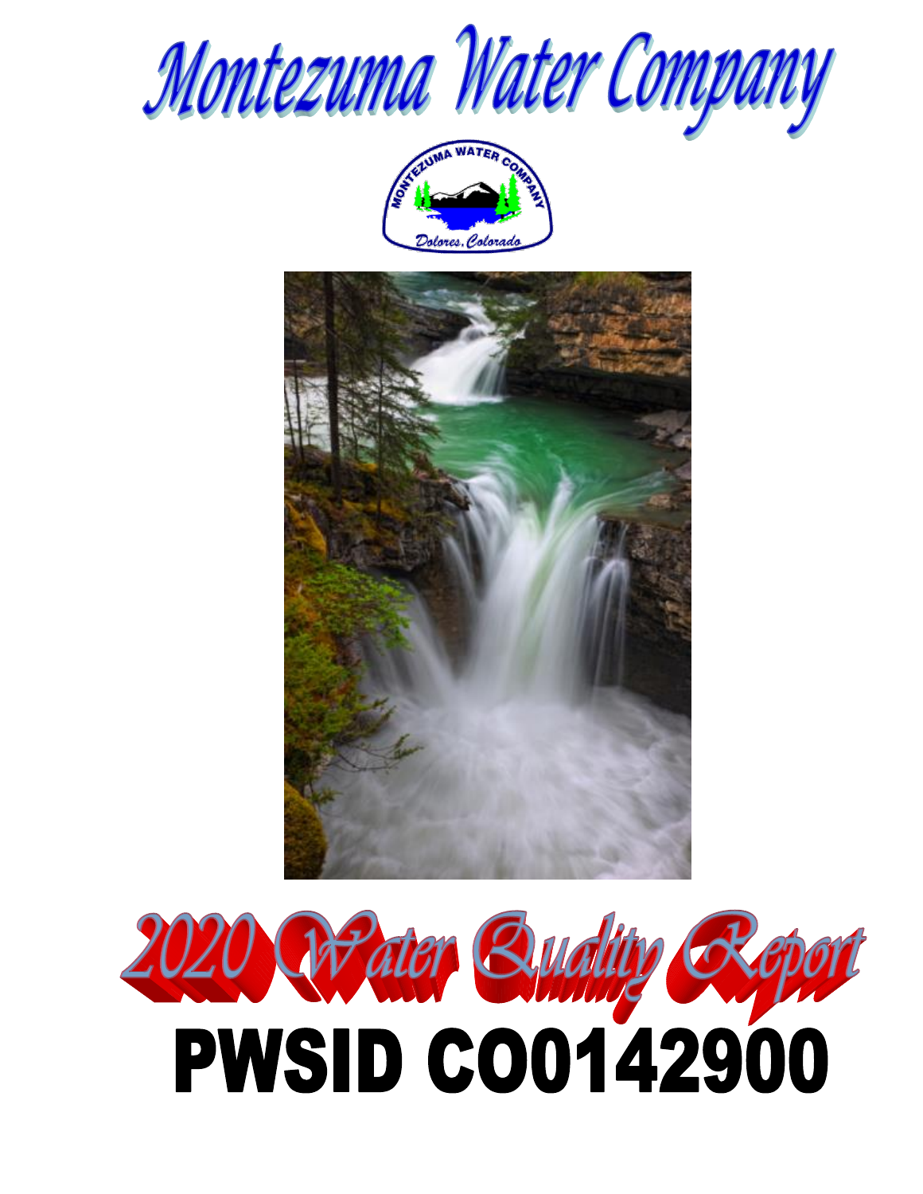# Montezuma Water Company

MONTEZUMA WATER COMPANY

Dolores, Colorado

# 2020 Water Quality Report

# PWSID CO0142900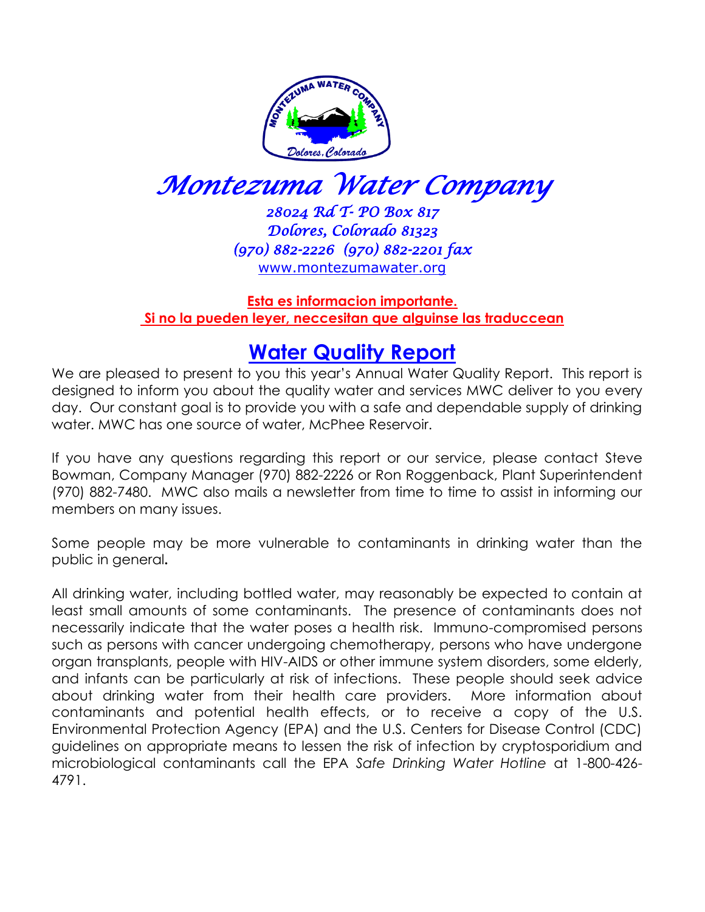# Montezuma Water Company

*28024 Rd T- PO Box 817*
*Dolores, Colorado 81323*
*(970) 882-2226 (970) 882-2201 fax*
www.montezumawater.org

**Esta es informacion importante.**
**Si no la pueden leyer, neccesitan que alguinse las traduccean**

## Water Quality Report

We are pleased to present to you this year's Annual Water Quality Report. This report is designed to inform you about the quality water and services MWC deliver to you every day. Our constant goal is to provide you with a safe and dependable supply of drinking water. MWC has one source of water, McPhee Reservoir.

If you have any questions regarding this report or our service, please contact Steve Bowman, Company Manager (970) 882-2226 or Ron Roggenback, Plant Superintendent (970) 882-7480. MWC also mails a newsletter from time to time to assist in informing our members on many issues.

Some people may be more vulnerable to contaminants in drinking water than the public in general**.**

All drinking water, including bottled water, may reasonably be expected to contain at least small amounts of some contaminants. The presence of contaminants does not necessarily indicate that the water poses a health risk. Immuno-compromised persons such as persons with cancer undergoing chemotherapy, persons who have undergone organ transplants, people with HIV-AIDS or other immune system disorders, some elderly, and infants can be particularly at risk of infections. These people should seek advice about drinking water from their health care providers. More information about contaminants and potential health effects, or to receive a copy of the U.S. Environmental Protection Agency (EPA) and the U.S. Centers for Disease Control (CDC) guidelines on appropriate means to lessen the risk of infection by cryptosporidium and microbiological contaminants call the EPA *Safe Drinking Water Hotline* at 1-800-426-4791.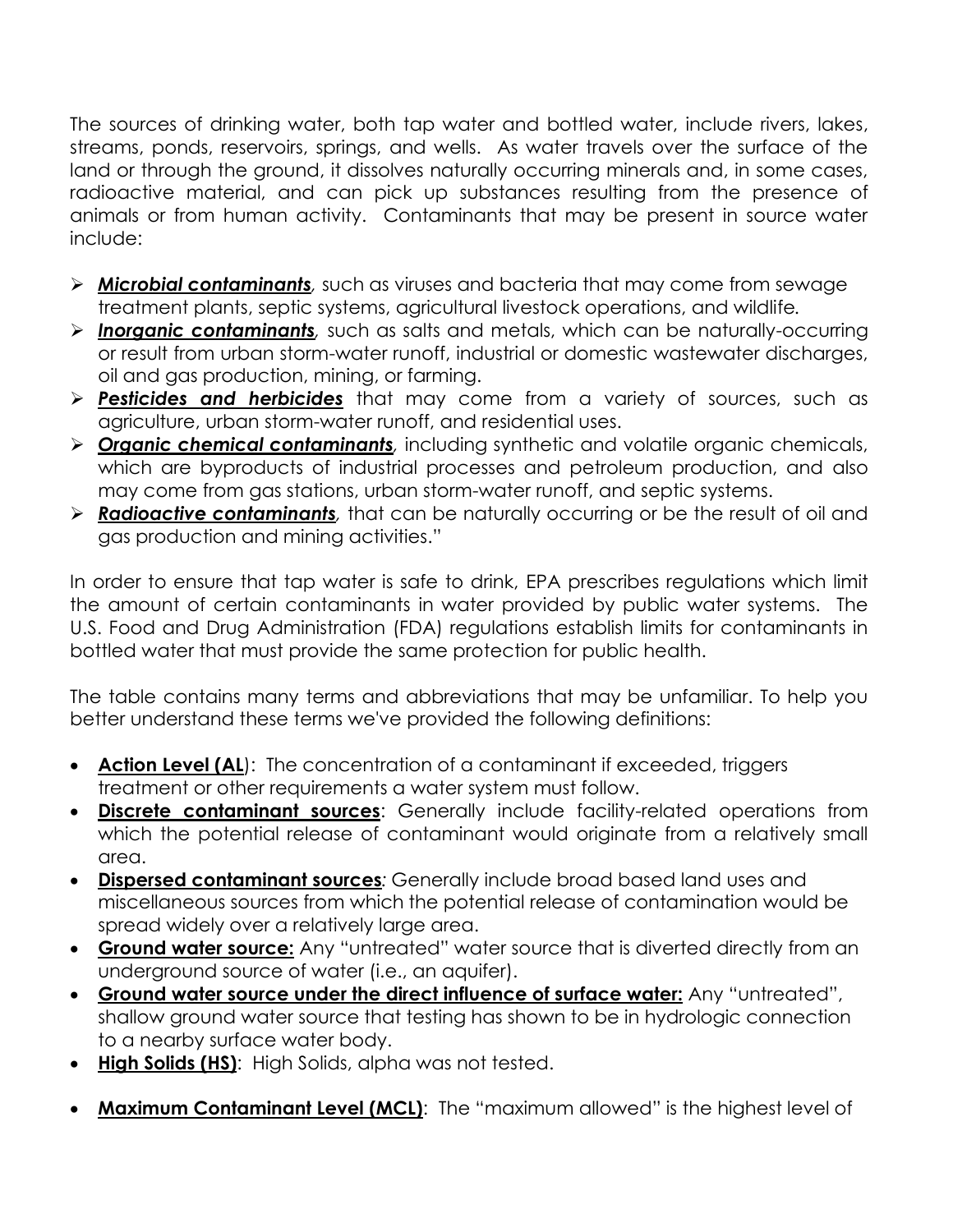The sources of drinking water, both tap water and bottled water, include rivers, lakes, streams, ponds, reservoirs, springs, and wells. As water travels over the surface of the land or through the ground, it dissolves naturally occurring minerals and, in some cases, radioactive material, and can pick up substances resulting from the presence of animals or from human activity. Contaminants that may be present in source water include:

- ***Microbial contaminants***, such as viruses and bacteria that may come from sewage treatment plants, septic systems, agricultural livestock operations, and wildlife.
- ***Inorganic contaminants***, such as salts and metals, which can be naturally-occurring or result from urban storm-water runoff, industrial or domestic wastewater discharges, oil and gas production, mining, or farming.
- ***Pesticides and herbicides*** that may come from a variety of sources, such as agriculture, urban storm-water runoff, and residential uses.
- ***Organic chemical contaminants***, including synthetic and volatile organic chemicals, which are byproducts of industrial processes and petroleum production, and also may come from gas stations, urban storm-water runoff, and septic systems.
- ***Radioactive contaminants***, that can be naturally occurring or be the result of oil and gas production and mining activities."

In order to ensure that tap water is safe to drink, EPA prescribes regulations which limit the amount of certain contaminants in water provided by public water systems. The U.S. Food and Drug Administration (FDA) regulations establish limits for contaminants in bottled water that must provide the same protection for public health.

The table contains many terms and abbreviations that may be unfamiliar. To help you better understand these terms we've provided the following definitions:

- **Action Level (AL**): The concentration of a contaminant if exceeded, triggers treatment or other requirements a water system must follow.
- **Discrete contaminant sources**: Generally include facility-related operations from which the potential release of contaminant would originate from a relatively small area.
- **Dispersed contaminant sources***:* Generally include broad based land uses and miscellaneous sources from which the potential release of contamination would be spread widely over a relatively large area.
- **Ground water source:** Any "untreated" water source that is diverted directly from an underground source of water (i.e., an aquifer).
- **Ground water source under the direct influence of surface water:** Any "untreated", shallow ground water source that testing has shown to be in hydrologic connection to a nearby surface water body.
- **High Solids (HS)**: High Solids, alpha was not tested.
- **Maximum Contaminant Level (MCL)**: The "maximum allowed" is the highest level of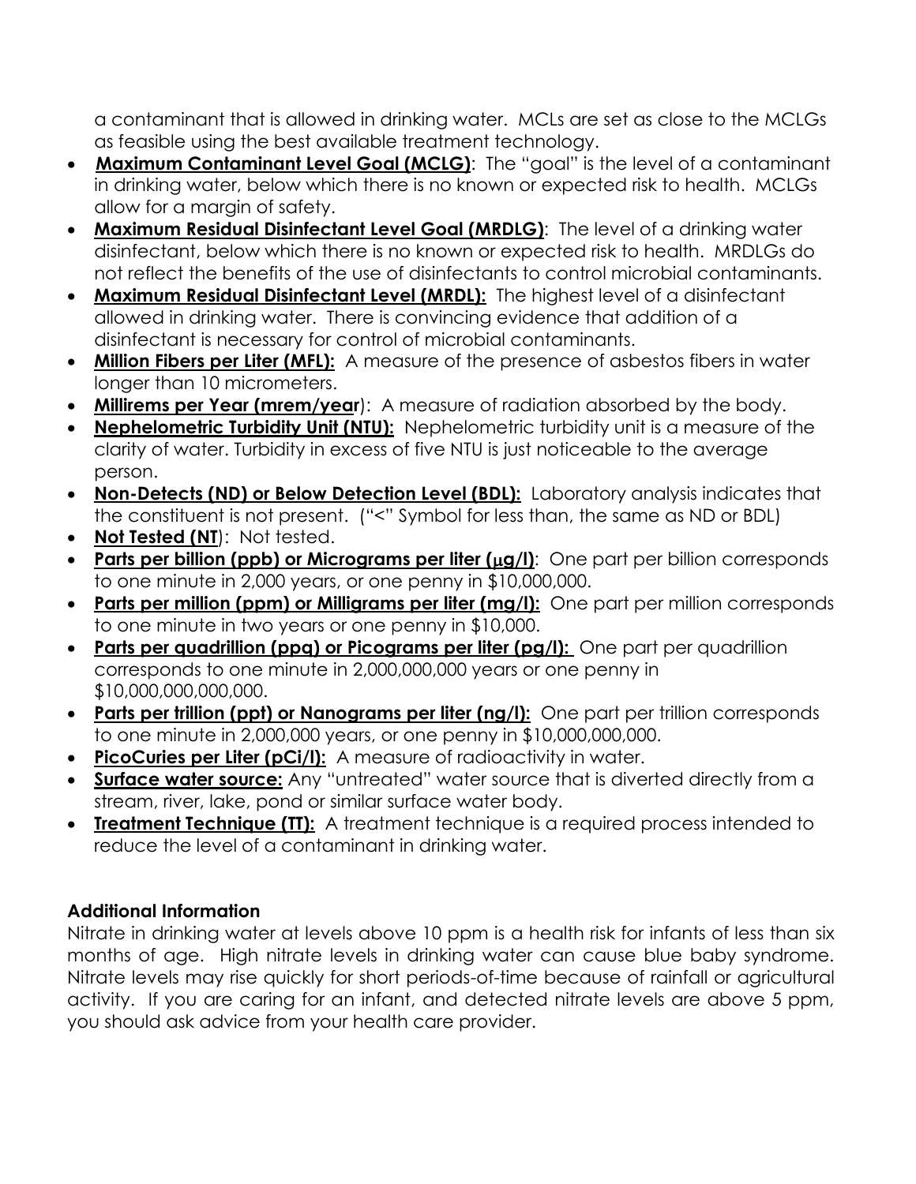a contaminant that is allowed in drinking water. MCLs are set as close to the MCLGs as feasible using the best available treatment technology.

- **Maximum Contaminant Level Goal (MCLG)**: The "goal" is the level of a contaminant in drinking water, below which there is no known or expected risk to health. MCLGs allow for a margin of safety.
- **Maximum Residual Disinfectant Level Goal (MRDLG)**: The level of a drinking water disinfectant, below which there is no known or expected risk to health. MRDLGs do not reflect the benefits of the use of disinfectants to control microbial contaminants.
- **Maximum Residual Disinfectant Level (MRDL):** The highest level of a disinfectant allowed in drinking water. There is convincing evidence that addition of a disinfectant is necessary for control of microbial contaminants.
- **Million Fibers per Liter (MFL):** A measure of the presence of asbestos fibers in water longer than 10 micrometers.
- **Millirems per Year (mrem/year)**: A measure of radiation absorbed by the body.
- **Nephelometric Turbidity Unit (NTU):** Nephelometric turbidity unit is a measure of the clarity of water. Turbidity in excess of five NTU is just noticeable to the average person.
- **Non-Detects (ND) or Below Detection Level (BDL):** Laboratory analysis indicates that the constituent is not present. ("<" Symbol for less than, the same as ND or BDL)
- **Not Tested (NT)**: Not tested.
- **Parts per billion (ppb) or Micrograms per liter (μg/l)**: One part per billion corresponds to one minute in 2,000 years, or one penny in $10,000,000.
- **Parts per million (ppm) or Milligrams per liter (mg/l):** One part per million corresponds to one minute in two years or one penny in $10,000.
- **Parts per quadrillion (ppq) or Picograms per liter (pg/l):** One part per quadrillion corresponds to one minute in 2,000,000,000 years or one penny in $10,000,000,000,000.
- **Parts per trillion (ppt) or Nanograms per liter (ng/l):** One part per trillion corresponds to one minute in 2,000,000 years, or one penny in $10,000,000,000.
- **PicoCuries per Liter (pCi/l):** A measure of radioactivity in water.
- **Surface water source:** Any "untreated" water source that is diverted directly from a stream, river, lake, pond or similar surface water body.
- **Treatment Technique (TT):** A treatment technique is a required process intended to reduce the level of a contaminant in drinking water.

**Additional Information**

Nitrate in drinking water at levels above 10 ppm is a health risk for infants of less than six months of age. High nitrate levels in drinking water can cause blue baby syndrome. Nitrate levels may rise quickly for short periods-of-time because of rainfall or agricultural activity. If you are caring for an infant, and detected nitrate levels are above 5 ppm, you should ask advice from your health care provider.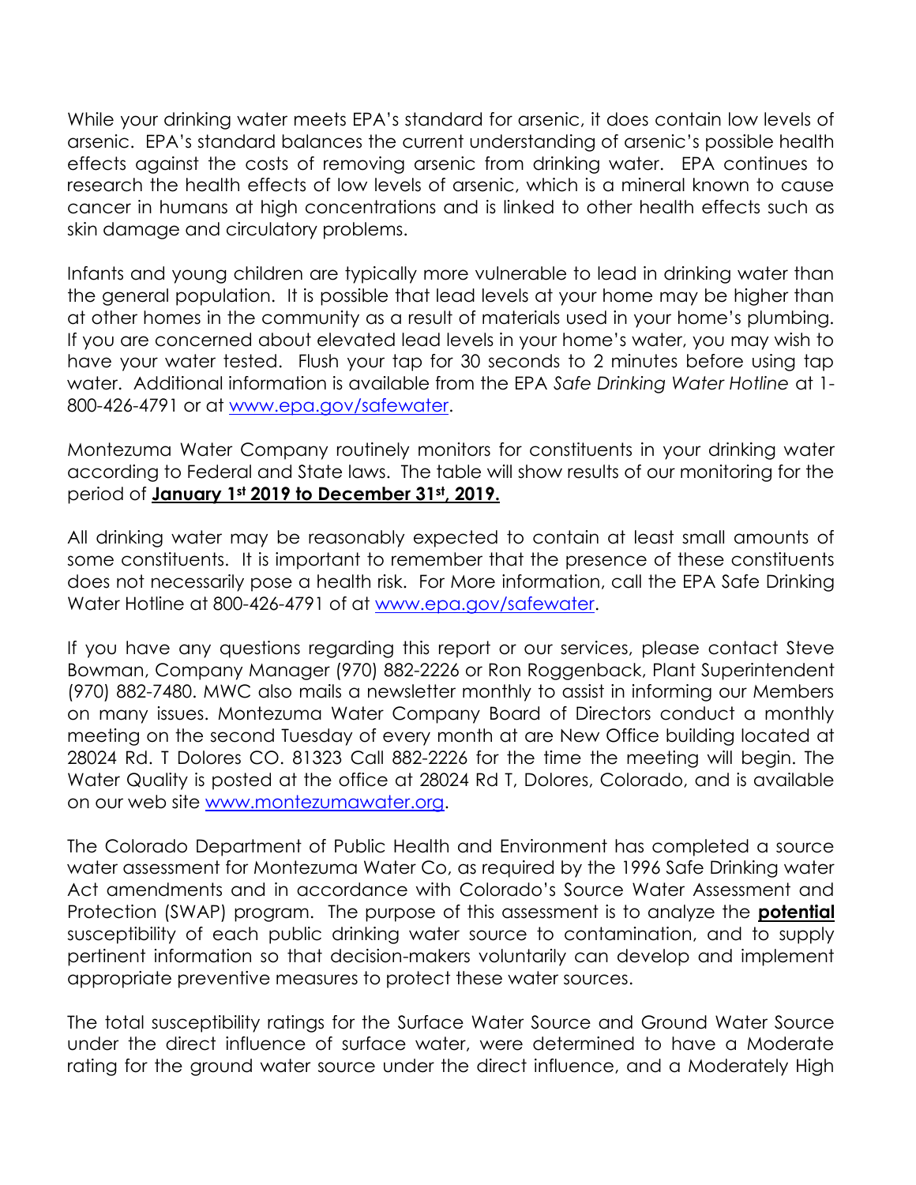While your drinking water meets EPA's standard for arsenic, it does contain low levels of arsenic. EPA's standard balances the current understanding of arsenic's possible health effects against the costs of removing arsenic from drinking water. EPA continues to research the health effects of low levels of arsenic, which is a mineral known to cause cancer in humans at high concentrations and is linked to other health effects such as skin damage and circulatory problems.

Infants and young children are typically more vulnerable to lead in drinking water than the general population. It is possible that lead levels at your home may be higher than at other homes in the community as a result of materials used in your home's plumbing. If you are concerned about elevated lead levels in your home's water, you may wish to have your water tested. Flush your tap for 30 seconds to 2 minutes before using tap water. Additional information is available from the EPA *Safe Drinking Water Hotline* at 1-800-426-4791 or at [www.epa.gov/safewater](http://www.epa.gov/safewater).

Montezuma Water Company routinely monitors for constituents in your drinking water according to Federal and State laws. The table will show results of our monitoring for the period of **January 1st 2019 to December 31st, 2019.**

All drinking water may be reasonably expected to contain at least small amounts of some constituents. It is important to remember that the presence of these constituents does not necessarily pose a health risk. For More information, call the EPA Safe Drinking Water Hotline at 800-426-4791 of at [www.epa.gov/safewater](http://www.epa.gov/safewater).

If you have any questions regarding this report or our services, please contact Steve Bowman, Company Manager (970) 882-2226 or Ron Roggenback, Plant Superintendent (970) 882-7480. MWC also mails a newsletter monthly to assist in informing our Members on many issues. Montezuma Water Company Board of Directors conduct a monthly meeting on the second Tuesday of every month at are New Office building located at 28024 Rd. T Dolores CO. 81323 Call 882-2226 for the time the meeting will begin. The Water Quality is posted at the office at 28024 Rd T, Dolores, Colorado, and is available on our web site [www.montezumawater.org](http://www.montezumawater.org).

The Colorado Department of Public Health and Environment has completed a source water assessment for Montezuma Water Co, as required by the 1996 Safe Drinking water Act amendments and in accordance with Colorado's Source Water Assessment and Protection (SWAP) program. The purpose of this assessment is to analyze the **potential** susceptibility of each public drinking water source to contamination, and to supply pertinent information so that decision-makers voluntarily can develop and implement appropriate preventive measures to protect these water sources.

The total susceptibility ratings for the Surface Water Source and Ground Water Source under the direct influence of surface water, were determined to have a Moderate rating for the ground water source under the direct influence, and a Moderately High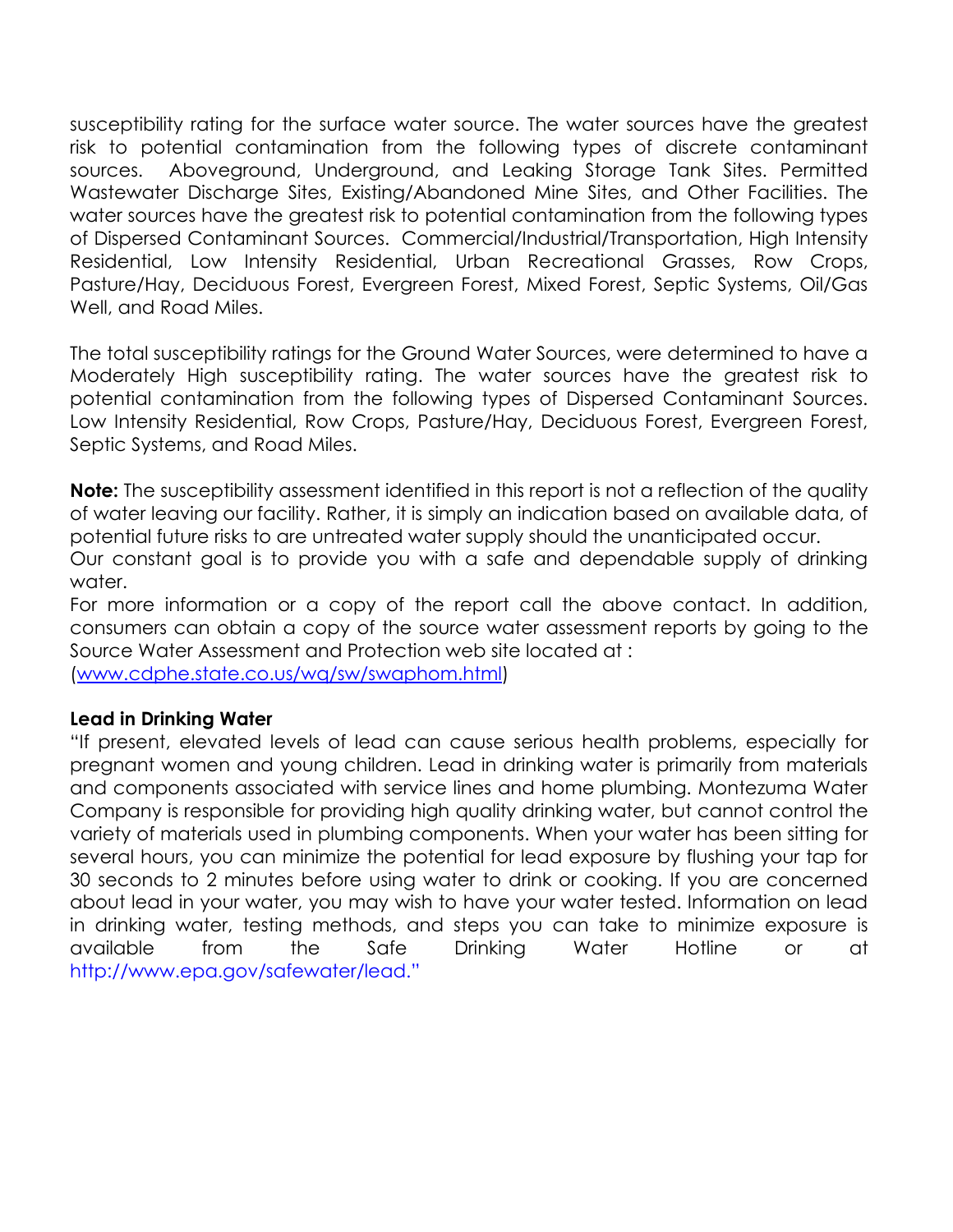susceptibility rating for the surface water source. The water sources have the greatest risk to potential contamination from the following types of discrete contaminant sources. Aboveground, Underground, and Leaking Storage Tank Sites. Permitted Wastewater Discharge Sites, Existing/Abandoned Mine Sites, and Other Facilities. The water sources have the greatest risk to potential contamination from the following types of Dispersed Contaminant Sources. Commercial/Industrial/Transportation, High Intensity Residential, Low Intensity Residential, Urban Recreational Grasses, Row Crops, Pasture/Hay, Deciduous Forest, Evergreen Forest, Mixed Forest, Septic Systems, Oil/Gas Well, and Road Miles.

The total susceptibility ratings for the Ground Water Sources, were determined to have a Moderately High susceptibility rating. The water sources have the greatest risk to potential contamination from the following types of Dispersed Contaminant Sources. Low Intensity Residential, Row Crops, Pasture/Hay, Deciduous Forest, Evergreen Forest, Septic Systems, and Road Miles.

**Note:** The susceptibility assessment identified in this report is not a reflection of the quality of water leaving our facility. Rather, it is simply an indication based on available data, of potential future risks to are untreated water supply should the unanticipated occur.
Our constant goal is to provide you with a safe and dependable supply of drinking water.
For more information or a copy of the report call the above contact. In addition, consumers can obtain a copy of the source water assessment reports by going to the Source Water Assessment and Protection web site located at :
(www.cdphe.state.co.us/wq/sw/swaphom.html)

**Lead in Drinking Water**

"If present, elevated levels of lead can cause serious health problems, especially for pregnant women and young children. Lead in drinking water is primarily from materials and components associated with service lines and home plumbing. Montezuma Water Company is responsible for providing high quality drinking water, but cannot control the variety of materials used in plumbing components. When your water has been sitting for several hours, you can minimize the potential for lead exposure by flushing your tap for 30 seconds to 2 minutes before using water to drink or cooking. If you are concerned about lead in your water, you may wish to have your water tested. Information on lead in drinking water, testing methods, and steps you can take to minimize exposure is available from the Safe Drinking Water Hotline or at http://www.epa.gov/safewater/lead."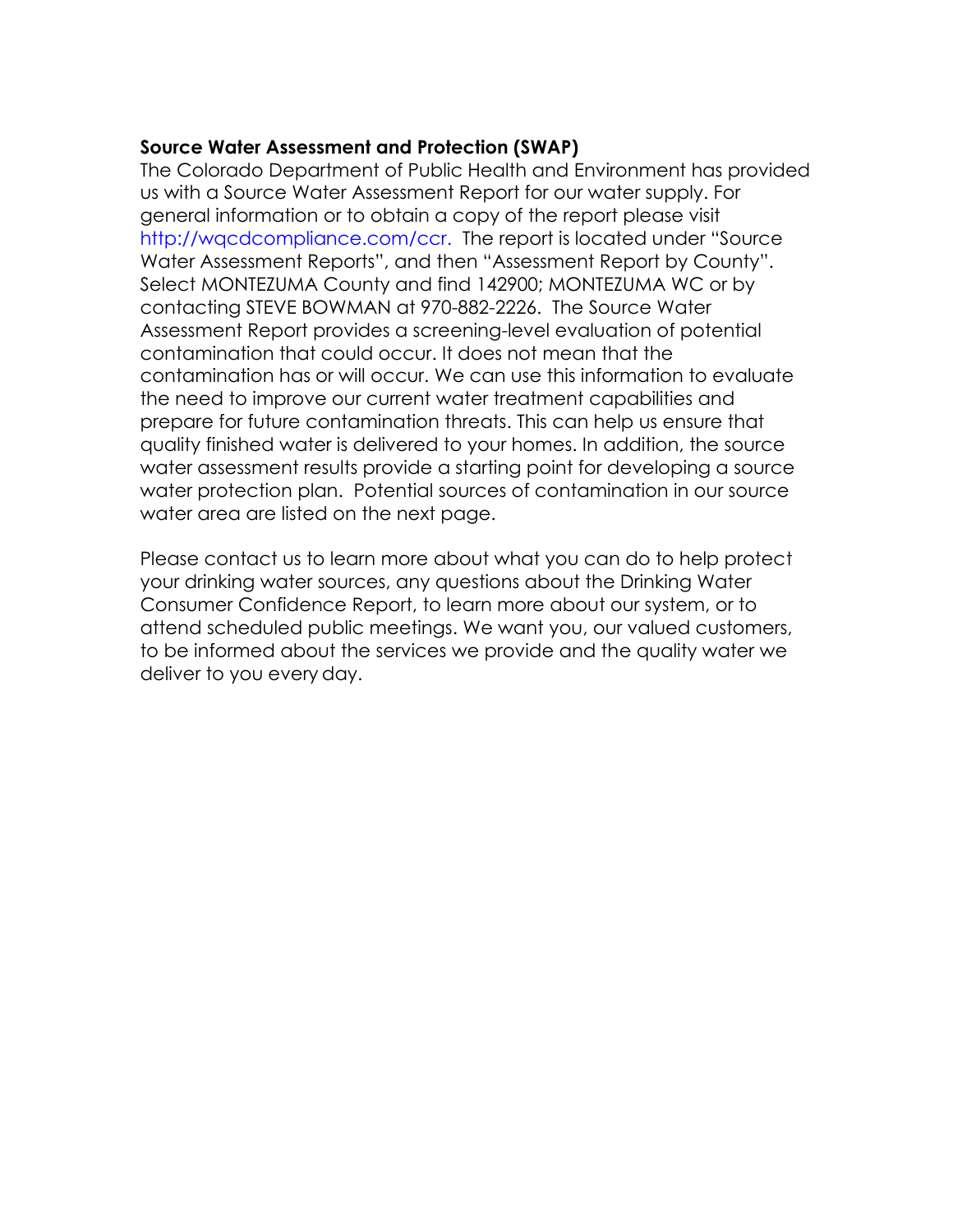**Source Water Assessment and Protection (SWAP)**

The Colorado Department of Public Health and Environment has provided us with a Source Water Assessment Report for our water supply. For general information or to obtain a copy of the report please visit http://wqcdcompliance.com/ccr. The report is located under "Source Water Assessment Reports", and then "Assessment Report by County". Select MONTEZUMA County and find 142900; MONTEZUMA WC or by contacting STEVE BOWMAN at 970-882-2226. The Source Water Assessment Report provides a screening-level evaluation of potential contamination that could occur. It does not mean that the contamination has or will occur. We can use this information to evaluate the need to improve our current water treatment capabilities and prepare for future contamination threats. This can help us ensure that quality finished water is delivered to your homes. In addition, the source water assessment results provide a starting point for developing a source water protection plan. Potential sources of contamination in our source water area are listed on the next page.

Please contact us to learn more about what you can do to help protect your drinking water sources, any questions about the Drinking Water Consumer Confidence Report, to learn more about our system, or to attend scheduled public meetings. We want you, our valued customers, to be informed about the services we provide and the quality water we deliver to you every day.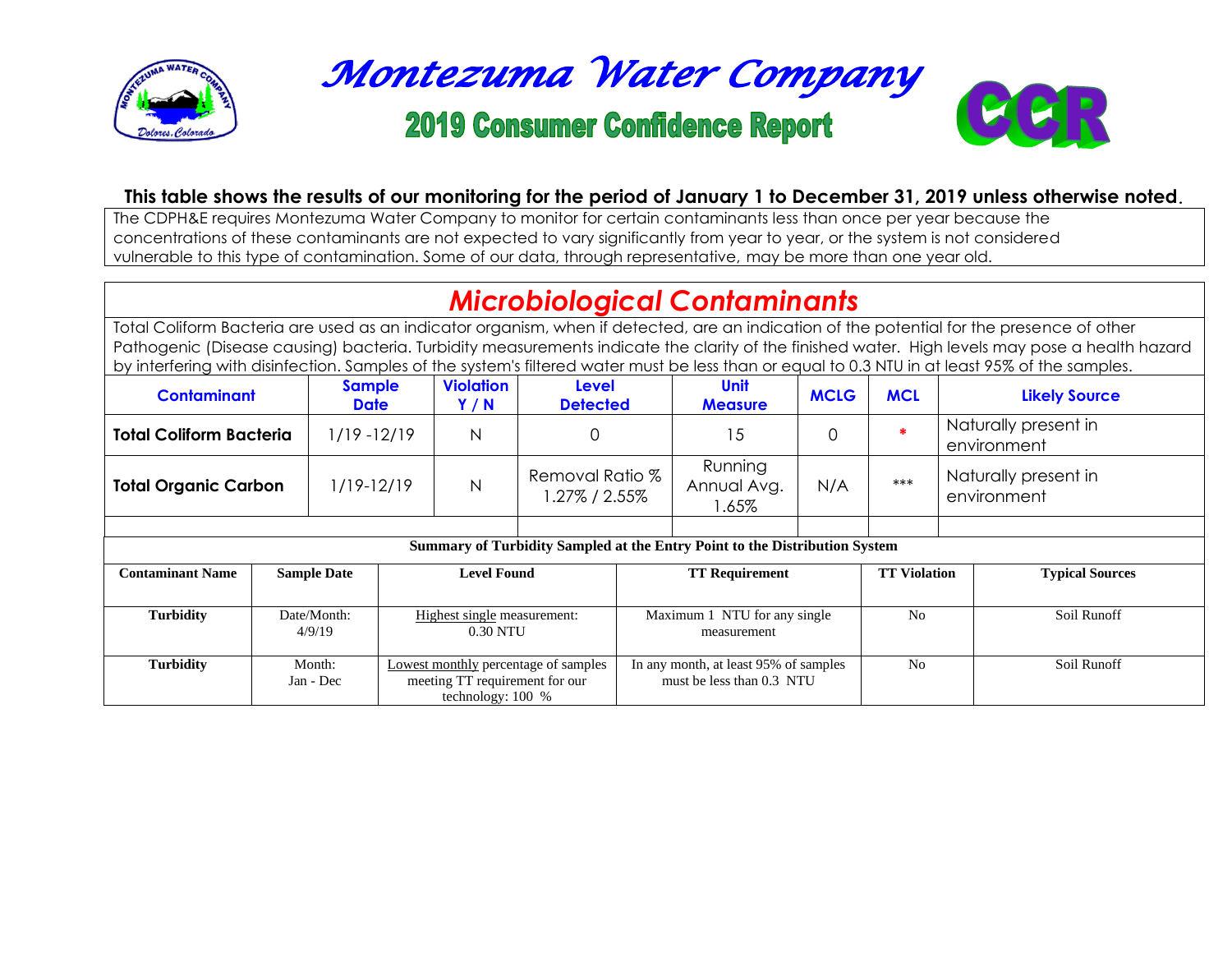# Montezuma Water Company

## 2019 Consumer Confidence Report

CCR

**This table shows the results of our monitoring for the period of January 1 to December 31, 2019 unless otherwise noted.**

The CDPH&E requires Montezuma Water Company to monitor for certain contaminants less than once per year because the concentrations of these contaminants are not expected to vary significantly from year to year, or the system is not considered vulnerable to this type of contamination. Some of our data, through representative, may be more than one year old.

## *Microbiological Contaminants*

Total Coliform Bacteria are used as an indicator organism, when if detected, are an indication of the potential for the presence of other Pathogenic (Disease causing) bacteria. Turbidity measurements indicate the clarity of the finished water. High levels may pose a health hazard by interfering with disinfection. Samples of the system's filtered water must be less than or equal to 0.3 NTU in at least 95% of the samples.

| Contaminant | Sample Date | Violation Y / N | Level Detected | Unit Measure | MCLG | MCL | Likely Source |
|---|---|---|---|---|---|---|---|
| **Total Coliform Bacteria** | 1/19 -12/19 | N | 0 | 15 | 0 | * | Naturally present in environment |
| **Total Organic Carbon** | 1/19-12/19 | N | Removal Ratio % 1.27% / 2.55% | Running Annual Avg. 1.65% | N/A | *** | Naturally present in environment |

**Summary of Turbidity Sampled at the Entry Point to the Distribution System**

| Contaminant Name | Sample Date | Level Found | TT Requirement | TT Violation | Typical Sources |
|---|---|---|---|---|---|
| **Turbidity** | Date/Month: 4/9/19 | Highest single measurement: 0.30 NTU | Maximum 1 NTU for any single measurement | No | Soil Runoff |
| **Turbidity** | Month: Jan - Dec | Lowest monthly percentage of samples meeting TT requirement for our technology: 100 % | In any month, at least 95% of samples must be less than 0.3 NTU | No | Soil Runoff |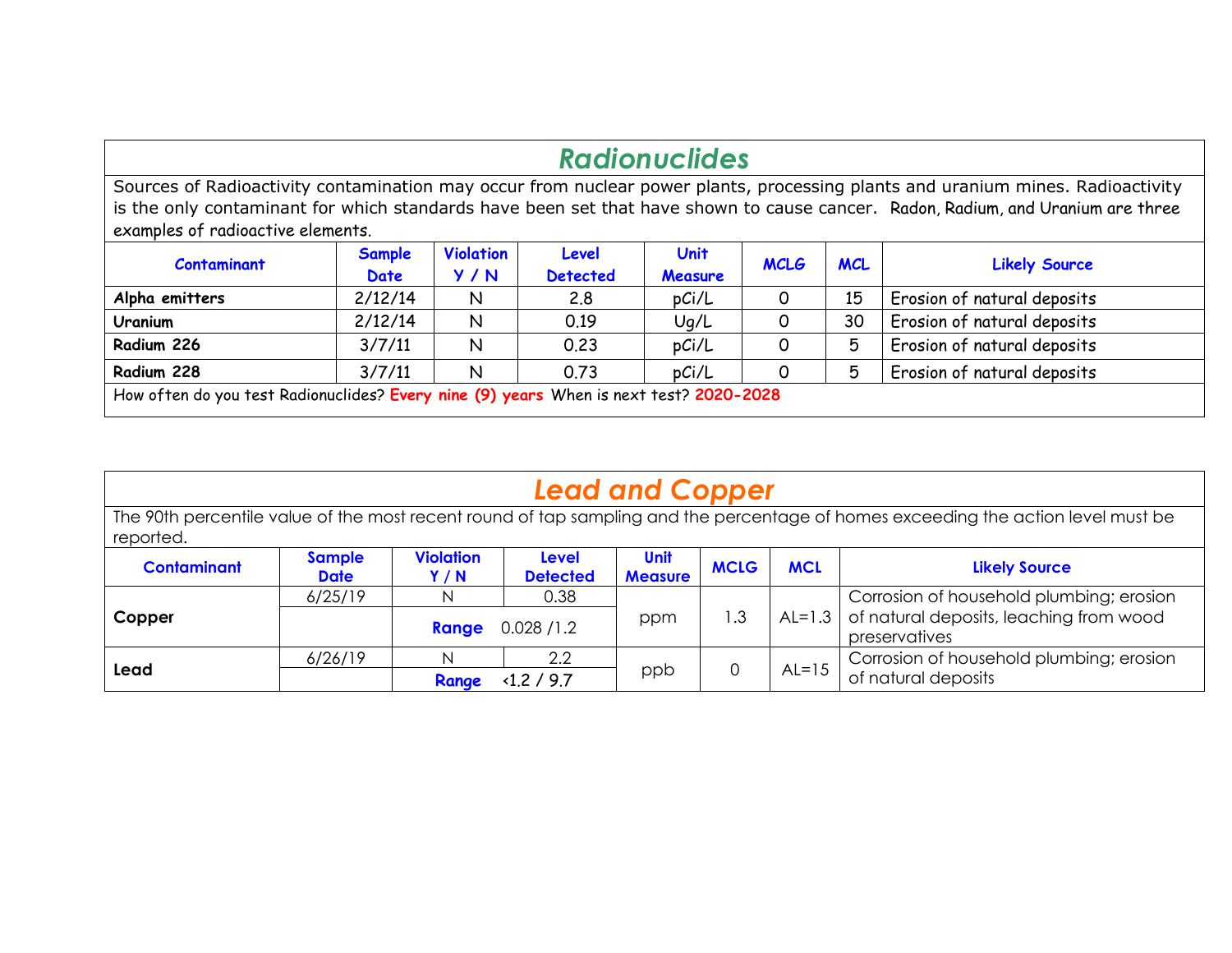## *Radionuclides*

Sources of Radioactivity contamination may occur from nuclear power plants, processing plants and uranium mines. Radioactivity is the only contaminant for which standards have been set that have shown to cause cancer. Radon, Radium, and Uranium are three examples of radioactive elements.

| Contaminant | Sample Date | Violation Y / N | Level Detected | Unit Measure | MCLG | MCL | Likely Source |
|---|---|---|---|---|---|---|---|
| **Alpha emitters** | 2/12/14 | N | 2.8 | pCi/L | 0 | 15 | Erosion of natural deposits |
| **Uranium** | 2/12/14 | N | 0.19 | Ug/L | 0 | 30 | Erosion of natural deposits |
| **Radium 226** | 3/7/11 | N | 0.23 | pCi/L | 0 | 5 | Erosion of natural deposits |
| **Radium 228** | 3/7/11 | N | 0.73 | pCi/L | 0 | 5 | Erosion of natural deposits |

How often do you test Radionuclides? **Every nine (9) years** When is next test? **2020-2028**

## *Lead and Copper*

The 90th percentile value of the most recent round of tap sampling and the percentage of homes exceeding the action level must be reported.

| Contaminant | Sample Date | Violation Y / N | Level Detected | Unit Measure | MCLG | MCL | Likely Source |
|---|---|---|---|---|---|---|---|
| **Copper** | 6/25/19 | N | 0.38 | ppm | 1.3 | AL=1.3 | Corrosion of household plumbing; erosion of natural deposits, leaching from wood preservatives |
| | | **Range** | 0.028 /1.2 | | | | |
| **Lead** | 6/26/19 | N | 2.2 | ppb | 0 | AL=15 | Corrosion of household plumbing; erosion of natural deposits |
| | | **Range** | <1.2 / 9.7 | | | | |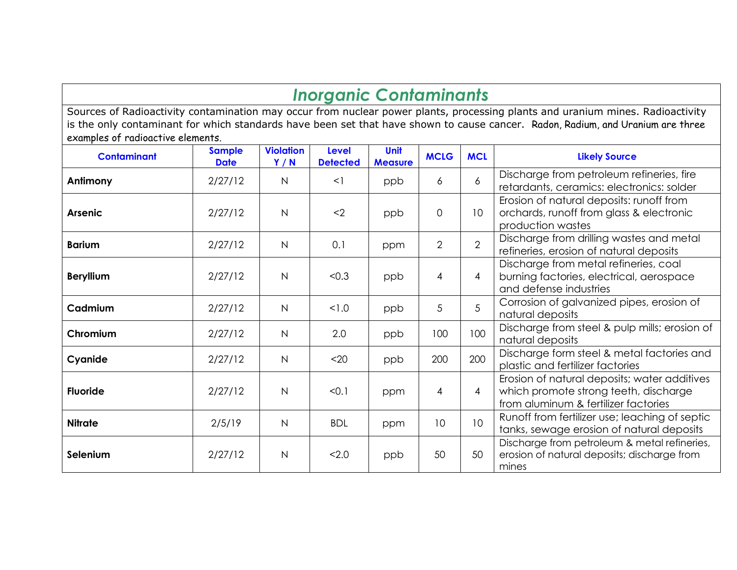# *Inorganic Contaminants*

Sources of Radioactivity contamination may occur from nuclear power plants, processing plants and uranium mines. Radioactivity is the only contaminant for which standards have been set that have shown to cause cancer. Radon, Radium, and Uranium are three examples of radioactive elements.

| Contaminant | Sample Date | Violation Y / N | Level Detected | Unit Measure | MCLG | MCL | Likely Source |
|---|---|---|---|---|---|---|---|
| **Antimony** | 2/27/12 | N | <1 | ppb | 6 | 6 | Discharge from petroleum refineries, fire retardants, ceramics: electronics: solder |
| **Arsenic** | 2/27/12 | N | <2 | ppb | 0 | 10 | Erosion of natural deposits: runoff from orchards, runoff from glass & electronic production wastes |
| **Barium** | 2/27/12 | N | 0.1 | ppm | 2 | 2 | Discharge from drilling wastes and metal refineries, erosion of natural deposits |
| **Beryllium** | 2/27/12 | N | <0.3 | ppb | 4 | 4 | Discharge from metal refineries, coal burning factories, electrical, aerospace and defense industries |
| **Cadmium** | 2/27/12 | N | <1.0 | ppb | 5 | 5 | Corrosion of galvanized pipes, erosion of natural deposits |
| **Chromium** | 2/27/12 | N | 2.0 | ppb | 100 | 100 | Discharge from steel & pulp mills; erosion of natural deposits |
| **Cyanide** | 2/27/12 | N | <20 | ppb | 200 | 200 | Discharge form steel & metal factories and plastic and fertilizer factories |
| **Fluoride** | 2/27/12 | N | <0.1 | ppm | 4 | 4 | Erosion of natural deposits; water additives which promote strong teeth, discharge from aluminum & fertilizer factories |
| **Nitrate** | 2/5/19 | N | BDL | ppm | 10 | 10 | Runoff from fertilizer use; leaching of septic tanks, sewage erosion of natural deposits |
| **Selenium** | 2/27/12 | N | <2.0 | ppb | 50 | 50 | Discharge from petroleum & metal refineries, erosion of natural deposits; discharge from mines |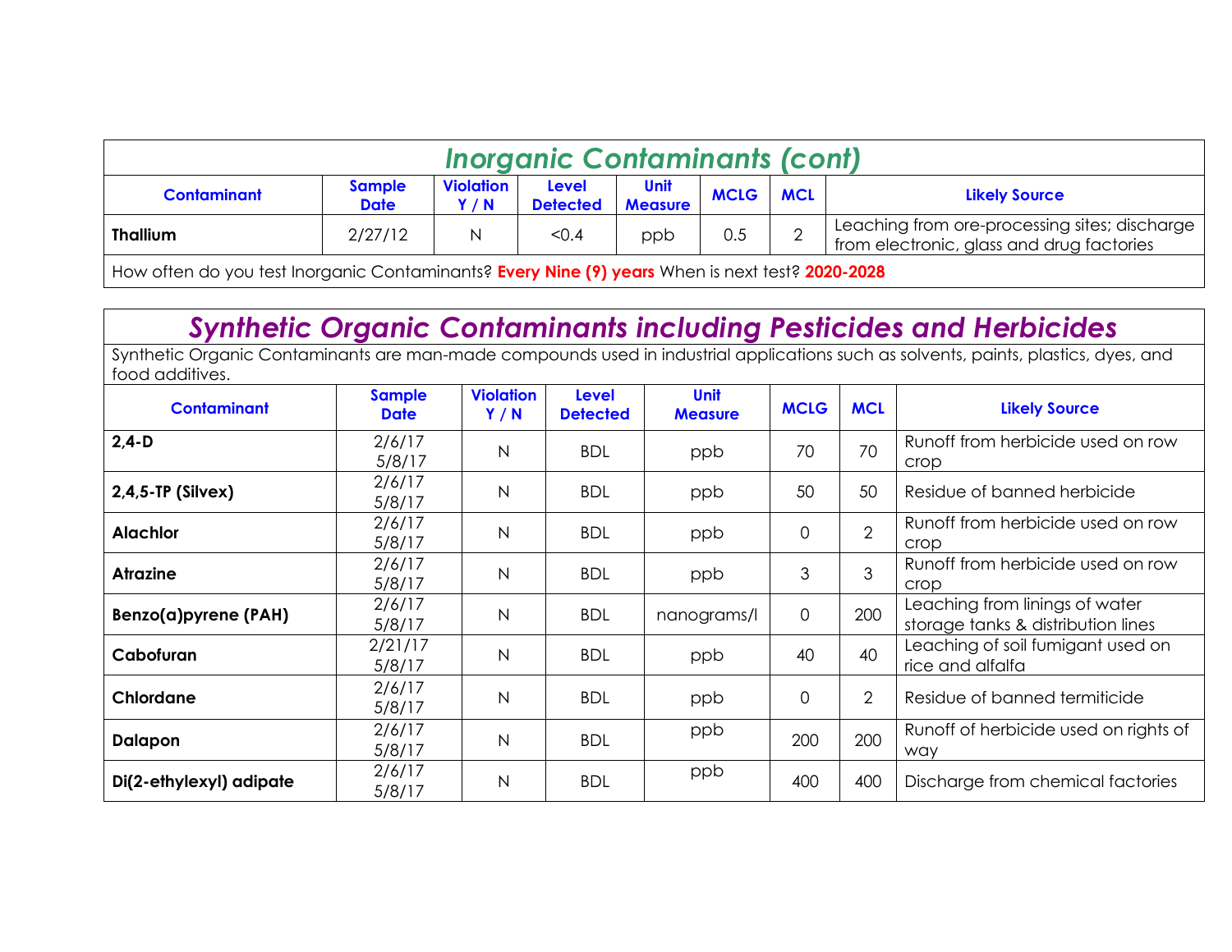## Inorganic Contaminants (cont)

| Contaminant | Sample Date | Violation Y / N | Level Detected | Unit Measure | MCLG | MCL | Likely Source |
|---|---|---|---|---|---|---|---|
| **Thallium** | 2/27/12 | N | <0.4 | ppb | 0.5 | 2 | Leaching from ore-processing sites; discharge from electronic, glass and drug factories |

How often do you test Inorganic Contaminants? **Every Nine (9) years** When is next test? **2020-2028**

## Synthetic Organic Contaminants including Pesticides and Herbicides

Synthetic Organic Contaminants are man-made compounds used in industrial applications such as solvents, paints, plastics, dyes, and food additives.

| Contaminant | Sample Date | Violation Y / N | Level Detected | Unit Measure | MCLG | MCL | Likely Source |
|---|---|---|---|---|---|---|---|
| **2,4-D** | 2/6/17 5/8/17 | N | BDL | ppb | 70 | 70 | Runoff from herbicide used on row crop |
| **2,4,5-TP (Silvex)** | 2/6/17 5/8/17 | N | BDL | ppb | 50 | 50 | Residue of banned herbicide |
| **Alachlor** | 2/6/17 5/8/17 | N | BDL | ppb | 0 | 2 | Runoff from herbicide used on row crop |
| **Atrazine** | 2/6/17 5/8/17 | N | BDL | ppb | 3 | 3 | Runoff from herbicide used on row crop |
| **Benzo(a)pyrene (PAH)** | 2/6/17 5/8/17 | N | BDL | nanograms/l | 0 | 200 | Leaching from linings of water storage tanks & distribution lines |
| **Cabofuran** | 2/21/17 5/8/17 | N | BDL | ppb | 40 | 40 | Leaching of soil fumigant used on rice and alfalfa |
| **Chlordane** | 2/6/17 5/8/17 | N | BDL | ppb | 0 | 2 | Residue of banned termiticide |
| **Dalapon** | 2/6/17 5/8/17 | N | BDL | ppb | 200 | 200 | Runoff of herbicide used on rights of way |
| **Di(2-ethylexyl) adipate** | 2/6/17 5/8/17 | N | BDL | ppb | 400 | 400 | Discharge from chemical factories |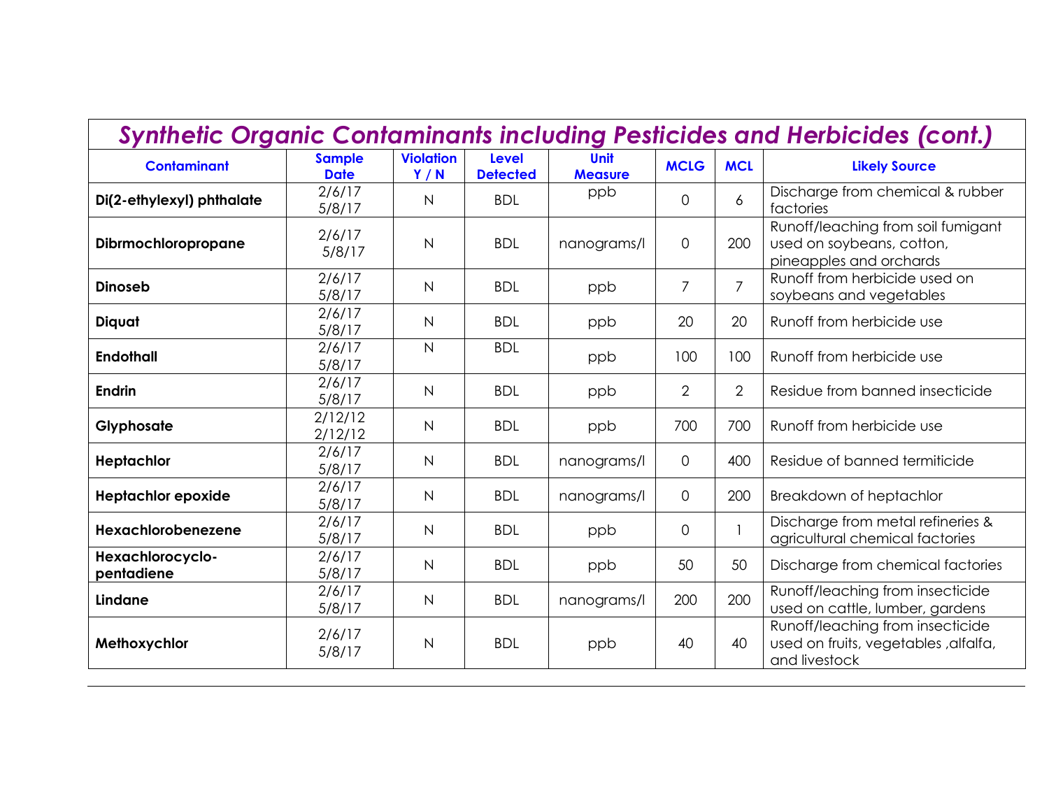| *Synthetic Organic Contaminants including Pesticides and Herbicides (cont.)* | | | | | | | |
|---|---|---|---|---|---|---|---|
| **Contaminant** | **Sample Date** | **Violation Y / N** | **Level Detected** | **Unit Measure** | **MCLG** | **MCL** | **Likely Source** |
| **Di(2-ethylexyl) phthalate** | 2/6/17 5/8/17 | N | BDL | ppb | 0 | 6 | Discharge from chemical & rubber factories |
| **Dibrmochloropropane** | 2/6/17 5/8/17 | N | BDL | nanograms/l | 0 | 200 | Runoff/leaching from soil fumigant used on soybeans, cotton, pineapples and orchards |
| **Dinoseb** | 2/6/17 5/8/17 | N | BDL | ppb | 7 | 7 | Runoff from herbicide used on soybeans and vegetables |
| **Diquat** | 2/6/17 5/8/17 | N | BDL | ppb | 20 | 20 | Runoff from herbicide use |
| **Endothall** | 2/6/17 5/8/17 | N | BDL | ppb | 100 | 100 | Runoff from herbicide use |
| **Endrin** | 2/6/17 5/8/17 | N | BDL | ppb | 2 | 2 | Residue from banned insecticide |
| **Glyphosate** | 2/12/12 2/12/12 | N | BDL | ppb | 700 | 700 | Runoff from herbicide use |
| **Heptachlor** | 2/6/17 5/8/17 | N | BDL | nanograms/l | 0 | 400 | Residue of banned termiticide |
| **Heptachlor epoxide** | 2/6/17 5/8/17 | N | BDL | nanograms/l | 0 | 200 | Breakdown of heptachlor |
| **Hexachlorobenezene** | 2/6/17 5/8/17 | N | BDL | ppb | 0 | 1 | Discharge from metal refineries & agricultural chemical factories |
| **Hexachlorocyclo-pentadiene** | 2/6/17 5/8/17 | N | BDL | ppb | 50 | 50 | Discharge from chemical factories |
| **Lindane** | 2/6/17 5/8/17 | N | BDL | nanograms/l | 200 | 200 | Runoff/leaching from insecticide used on cattle, lumber, gardens |
| **Methoxychlor** | 2/6/17 5/8/17 | N | BDL | ppb | 40 | 40 | Runoff/leaching from insecticide used on fruits, vegetables ,alfalfa, and livestock |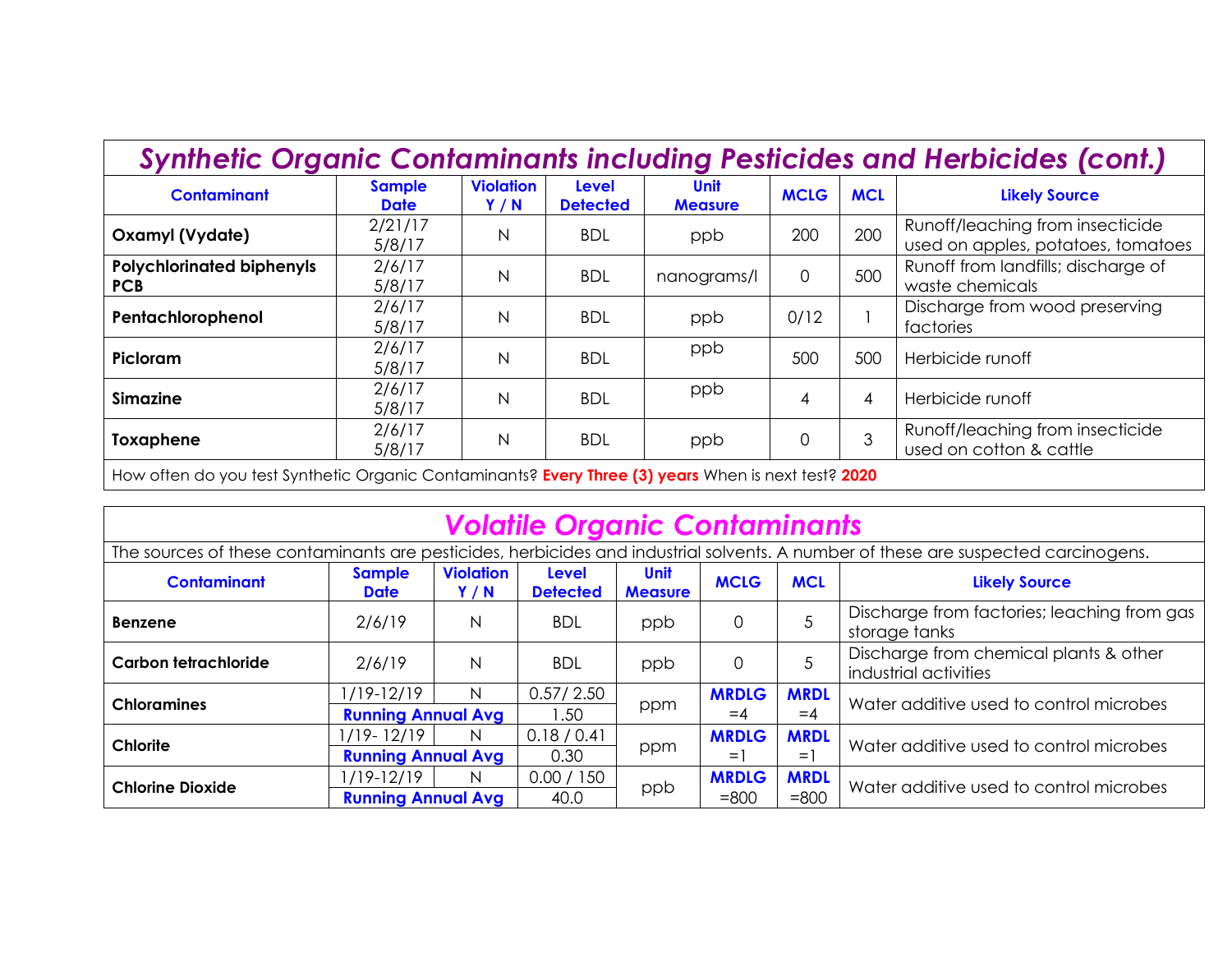## *Synthetic Organic Contaminants including Pesticides and Herbicides (cont.)*

| Contaminant | Sample Date | Violation Y / N | Level Detected | Unit Measure | MCLG | MCL | Likely Source |
|---|---|---|---|---|---|---|---|
| **Oxamyl (Vydate)** | 2/21/17 5/8/17 | N | BDL | ppb | 200 | 200 | Runoff/leaching from insecticide used on apples, potatoes, tomatoes |
| **Polychlorinated biphenyls PCB** | 2/6/17 5/8/17 | N | BDL | nanograms/l | 0 | 500 | Runoff from landfills; discharge of waste chemicals |
| **Pentachlorophenol** | 2/6/17 5/8/17 | N | BDL | ppb | 0/12 | 1 | Discharge from wood preserving factories |
| **Picloram** | 2/6/17 5/8/17 | N | BDL | ppb | 500 | 500 | Herbicide runoff |
| **Simazine** | 2/6/17 5/8/17 | N | BDL | ppb | 4 | 4 | Herbicide runoff |
| **Toxaphene** | 2/6/17 5/8/17 | N | BDL | ppb | 0 | 3 | Runoff/leaching from insecticide used on cotton & cattle |

How often do you test Synthetic Organic Contaminants? **Every Three (3) years** When is next test? **2020**

## *Volatile Organic Contaminants*

The sources of these contaminants are pesticides, herbicides and industrial solvents. A number of these are suspected carcinogens.

| Contaminant | Sample Date | Violation Y / N | Level Detected | Unit Measure | MCLG | MCL | Likely Source |
|---|---|---|---|---|---|---|---|
| **Benzene** | 2/6/19 | N | BDL | ppb | 0 | 5 | Discharge from factories; leaching from gas storage tanks |
| **Carbon tetrachloride** | 2/6/19 | N | BDL | ppb | 0 | 5 | Discharge from chemical plants & other industrial activities |
| **Chloramines** | 1/19-12/19 | N | 0.57/ 2.50 | ppm | **MRDLG** =4 | **MRDL** =4 | Water additive used to control microbes |
| | **Running Annual Avg** | | 1.50 | | | | |
| **Chlorite** | 1/19- 12/19 | N | 0.18 / 0.41 | ppm | **MRDLG** =1 | **MRDL** =1 | Water additive used to control microbes |
| | **Running Annual Avg** | | 0.30 | | | | |
| **Chlorine Dioxide** | 1/19-12/19 | N | 0.00 / 150 | ppb | **MRDLG** =800 | **MRDL** =800 | Water additive used to control microbes |
| | **Running Annual Avg** | | 40.0 | | | | |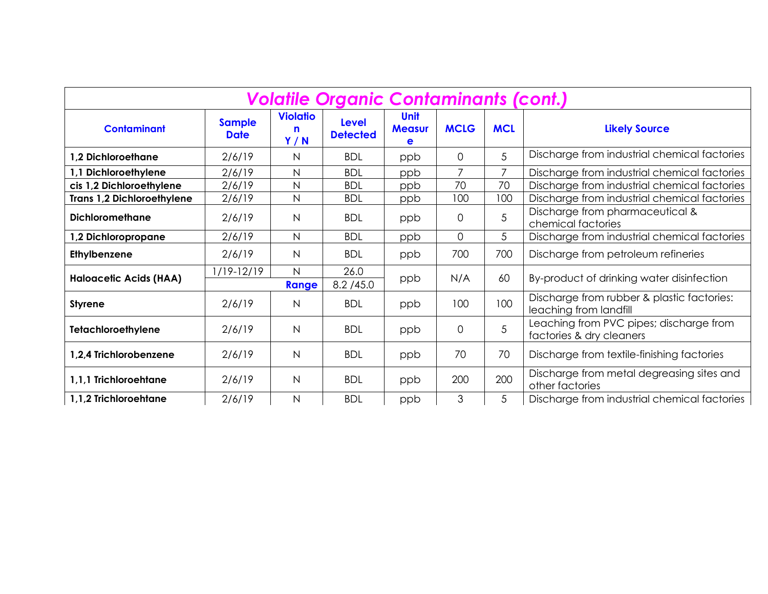## *Volatile Organic Contaminants (cont.)*

| Contaminant | Sample Date | Violation Y / N | Level Detected | Unit Measure | MCLG | MCL | Likely Source |
|---|---|---|---|---|---|---|---|
| **1,2 Dichloroethane** | 2/6/19 | N | BDL | ppb | 0 | 5 | Discharge from industrial chemical factories |
| **1,1 Dichloroethylene** | 2/6/19 | N | BDL | ppb | 7 | 7 | Discharge from industrial chemical factories |
| **cis 1,2 Dichloroethylene** | 2/6/19 | N | BDL | ppb | 70 | 70 | Discharge from industrial chemical factories |
| **Trans 1,2 Dichloroethylene** | 2/6/19 | N | BDL | ppb | 100 | 100 | Discharge from industrial chemical factories |
| **Dichloromethane** | 2/6/19 | N | BDL | ppb | 0 | 5 | Discharge from pharmaceutical & chemical factories |
| **1,2 Dichloropropane** | 2/6/19 | N | BDL | ppb | 0 | 5 | Discharge from industrial chemical factories |
| **Ethylbenzene** | 2/6/19 | N | BDL | ppb | 700 | 700 | Discharge from petroleum refineries |
| **Haloacetic Acids (HAA)** | 1/19-12/19 | N | 26.0 | ppb | N/A | 60 | By-product of drinking water disinfection |
| | | **Range** | 8.2 /45.0 | | | | |
| **Styrene** | 2/6/19 | N | BDL | ppb | 100 | 100 | Discharge from rubber & plastic factories: leaching from landfill |
| **Tetachloroethylene** | 2/6/19 | N | BDL | ppb | 0 | 5 | Leaching from PVC pipes; discharge from factories & dry cleaners |
| **1,2,4 Trichlorobenzene** | 2/6/19 | N | BDL | ppb | 70 | 70 | Discharge from textile-finishing factories |
| **1,1,1 Trichloroehtane** | 2/6/19 | N | BDL | ppb | 200 | 200 | Discharge from metal degreasing sites and other factories |
| **1,1,2 Trichloroehtane** | 2/6/19 | N | BDL | ppb | 3 | 5 | Discharge from industrial chemical factories |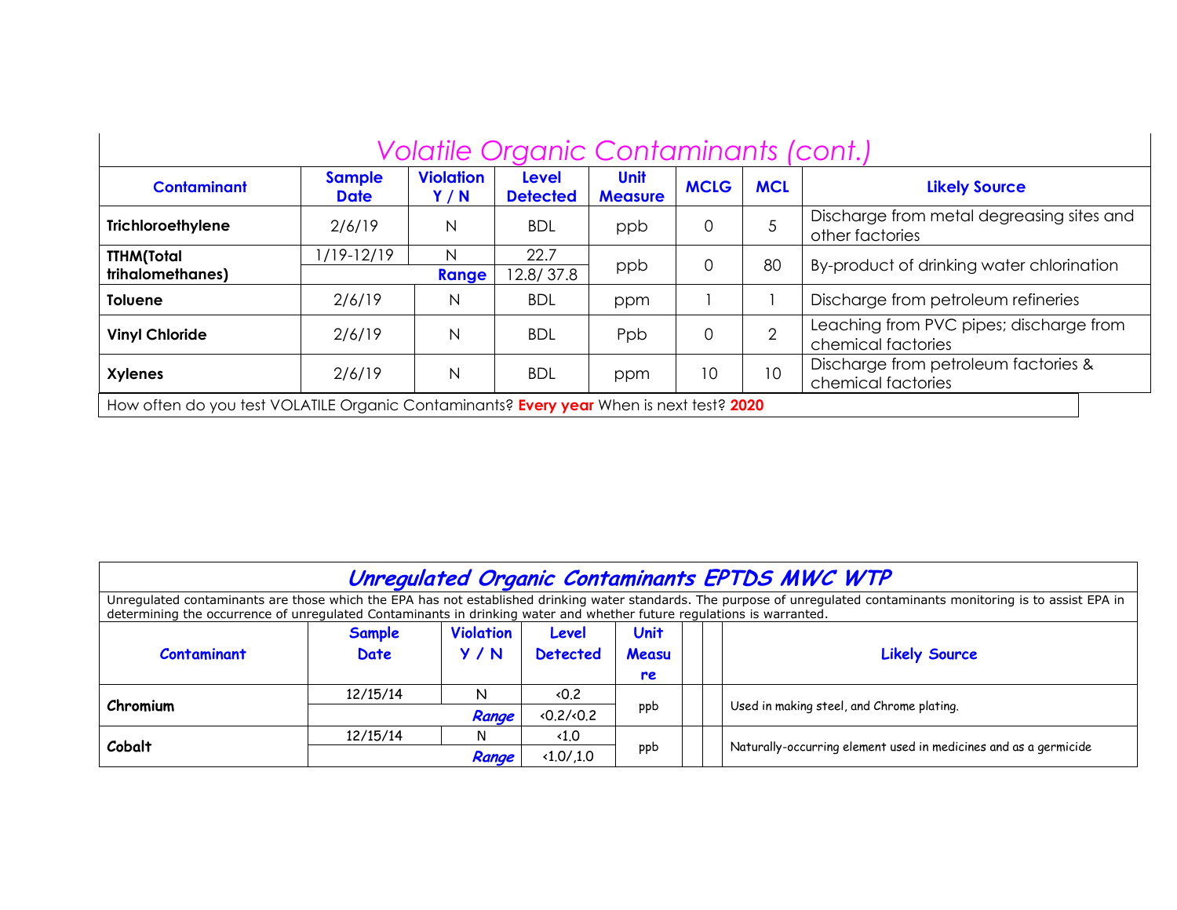## Volatile Organic Contaminants (cont.)

| Contaminant | Sample Date | Violation Y / N | Level Detected | Unit Measure | MCLG | MCL | Likely Source |
|---|---|---|---|---|---|---|---|
| **Trichloroethylene** | 2/6/19 | N | BDL | ppb | 0 | 5 | Discharge from metal degreasing sites and other factories |
| **TTHM(Total trihalomethanes)** | 1/19-12/19 | N | 22.7 | ppb | 0 | 80 | By-product of drinking water chlorination |
| | | **Range** | 12.8/ 37.8 | | | | |
| **Toluene** | 2/6/19 | N | BDL | ppm | 1 | 1 | Discharge from petroleum refineries |
| **Vinyl Chloride** | 2/6/19 | N | BDL | Ppb | 0 | 2 | Leaching from PVC pipes; discharge from chemical factories |
| **Xylenes** | 2/6/19 | N | BDL | ppm | 10 | 10 | Discharge from petroleum factories & chemical factories |

How often do you test VOLATILE Organic Contaminants? **Every year** When is next test? **2020**

## Unregulated Organic Contaminants EPTDS MWC WTP

Unregulated contaminants are those which the EPA has not established drinking water standards. The purpose of unregulated contaminants monitoring is to assist EPA in determining the occurrence of unregulated Contaminants in drinking water and whether future regulations is warranted.

| Contaminant | Sample Date | Violation Y / N | Level Detected | Unit Measure | | | Likely Source |
|---|---|---|---|---|---|---|---|
| **Chromium** | 12/15/14 | N | <0.2 | ppb | | | Used in making steel, and Chrome plating. |
| | | *Range* | <0.2/<0.2 | | | | |
| **Cobalt** | 12/15/14 | N | <1.0 | ppb | | | Naturally-occurring element used in medicines and as a germicide |
| | | *Range* | <1.0/,1.0 | | | | |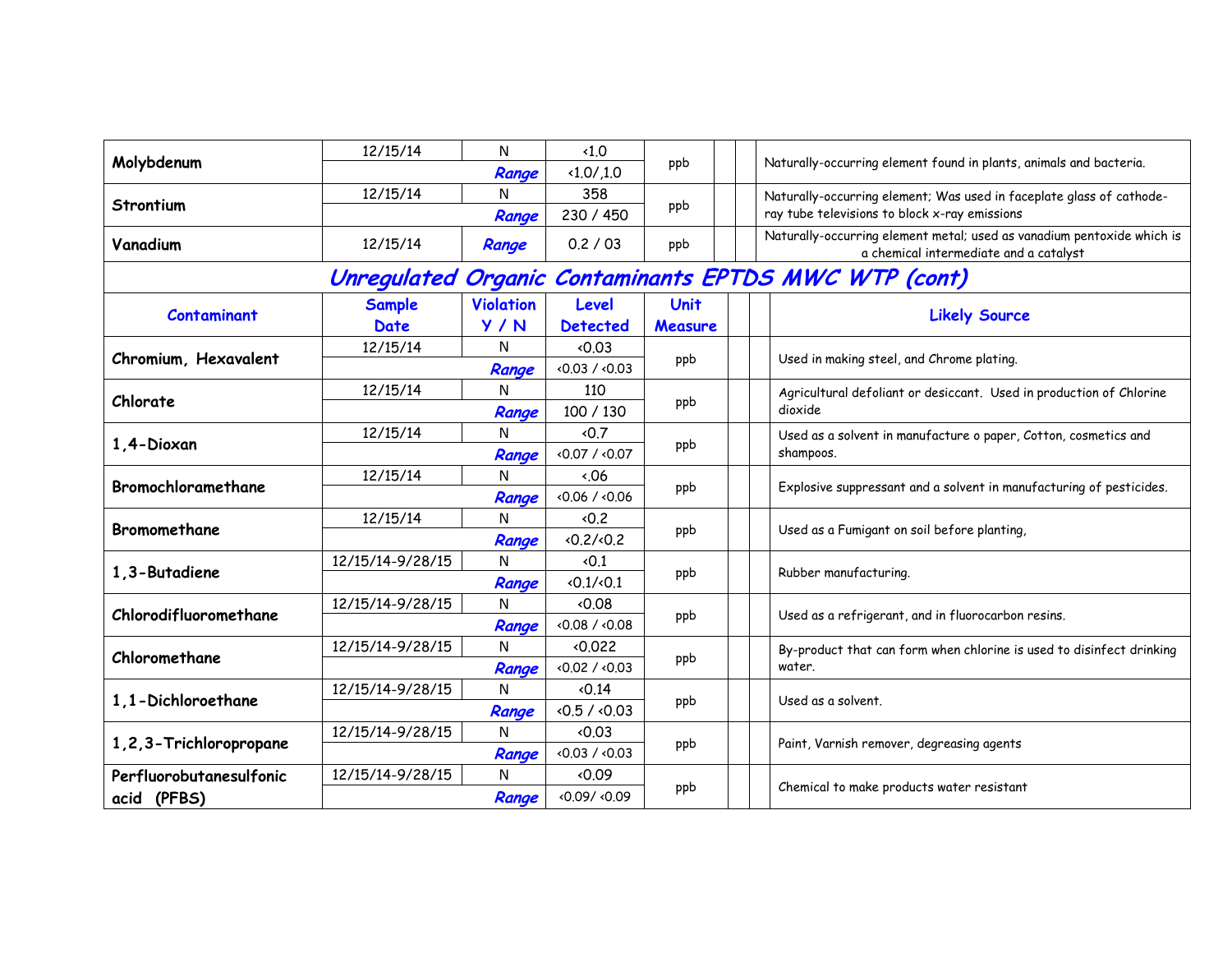| | | | | | | | |
|---|---|---|---|---|---|---|---|
| **Molybdenum** | 12/15/14 | N | <1.0 | ppb | | | Naturally-occurring element found in plants, animals and bacteria. |
| | | *Range* | <1.0/,1.0 | | | | |
| **Strontium** | 12/15/14 | N | 358 | ppb | | | Naturally-occurring element; Was used in faceplate glass of cathode-ray tube televisions to block x-ray emissions |
| | | *Range* | 230 / 450 | | | | |
| **Vanadium** | 12/15/14 | *Range* | 0.2 / 03 | ppb | | | Naturally-occurring element metal; used as vanadium pentoxide which is a chemical intermediate and a catalyst |

## *Unregulated Organic Contaminants EPTDS MWC WTP (cont)*

| Contaminant | Sample Date | Violation Y / N | Level Detected | Unit Measure | | | Likely Source |
|---|---|---|---|---|---|---|---|
| **Chromium, Hexavalent** | 12/15/14 | N | <0.03 | ppb | | | Used in making steel, and Chrome plating. |
| | | *Range* | <0.03 / <0.03 | | | | |
| **Chlorate** | 12/15/14 | N | 110 | ppb | | | Agricultural defoliant or desiccant. Used in production of Chlorine dioxide |
| | | *Range* | 100 / 130 | | | | |
| **1,4-Dioxan** | 12/15/14 | N | <0.7 | ppb | | | Used as a solvent in manufacture o paper, Cotton, cosmetics and shampoos. |
| | | *Range* | <0.07 / <0.07 | | | | |
| **Bromochloramethane** | 12/15/14 | N | <.06 | ppb | | | Explosive suppressant and a solvent in manufacturing of pesticides. |
| | | *Range* | <0.06 / <0.06 | | | | |
| **Bromomethane** | 12/15/14 | N | <0.2 | ppb | | | Used as a Fumigant on soil before planting, |
| | | *Range* | <0.2/<0.2 | | | | |
| **1,3-Butadiene** | 12/15/14-9/28/15 | N | <0.1 | ppb | | | Rubber manufacturing. |
| | | *Range* | <0.1/<0.1 | | | | |
| **Chlorodifluoromethane** | 12/15/14-9/28/15 | N | <0.08 | ppb | | | Used as a refrigerant, and in fluorocarbon resins. |
| | | *Range* | <0.08 / <0.08 | | | | |
| **Chloromethane** | 12/15/14-9/28/15 | N | <0.022 | ppb | | | By-product that can form when chlorine is used to disinfect drinking water. |
| | | *Range* | <0.02 / <0.03 | | | | |
| **1,1-Dichloroethane** | 12/15/14-9/28/15 | N | <0.14 | ppb | | | Used as a solvent. |
| | | *Range* | <0.5 / <0.03 | | | | |
| **1,2,3-Trichloropropane** | 12/15/14-9/28/15 | N | <0.03 | ppb | | | Paint, Varnish remover, degreasing agents |
| | | *Range* | <0.03 / <0.03 | | | | |
| **Perfluorobutanesulfonic acid (PFBS)** | 12/15/14-9/28/15 | N | <0.09 | ppb | | | Chemical to make products water resistant |
| | | *Range* | <0.09/ <0.09 | | | | |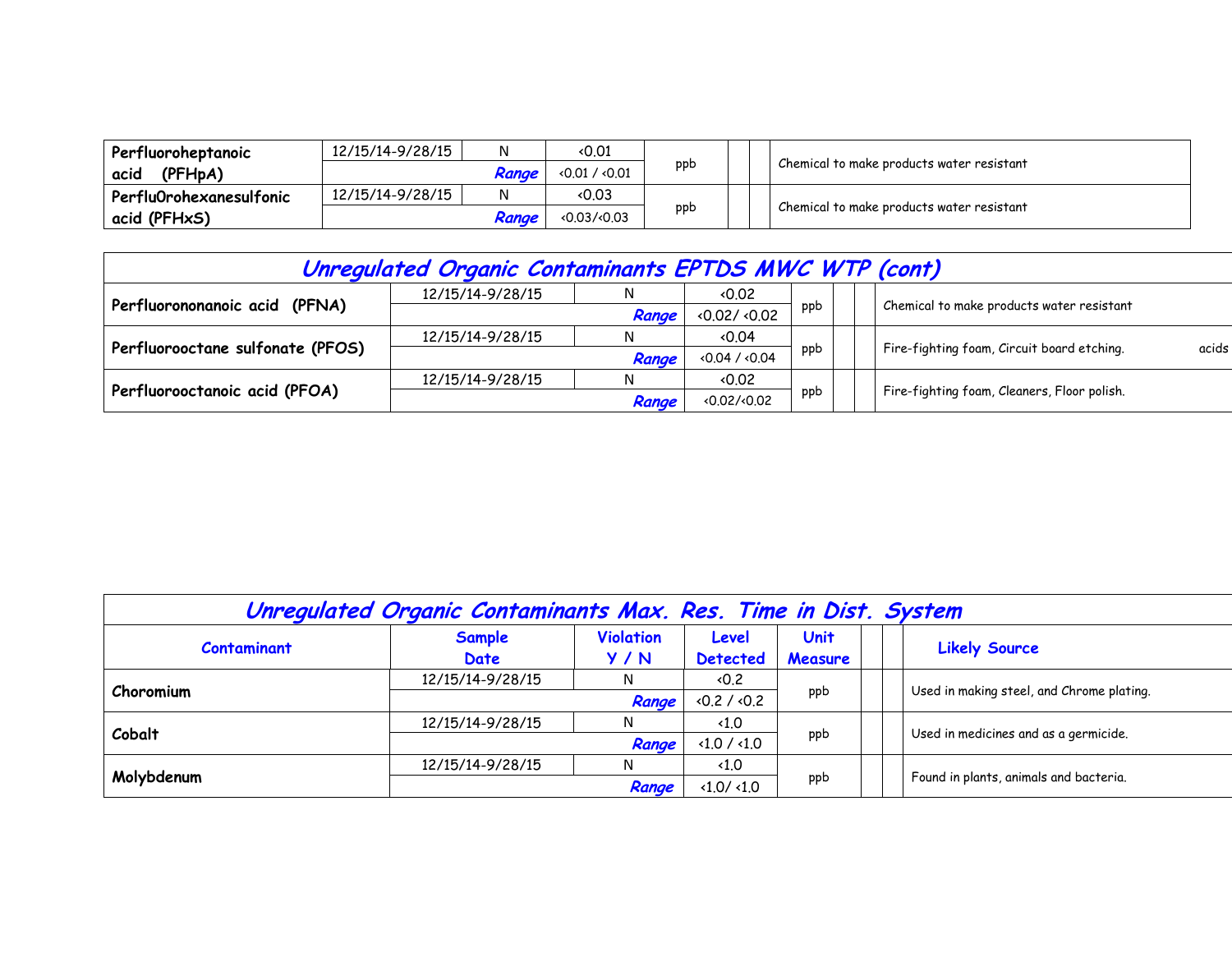| | | | | | | | |
|---|---|---|---|---|---|---|---|
| **Perfluoroheptanoic acid (PFHpA)** | 12/15/14-9/28/15 | N | ‹0.01 | ppb | | | Chemical to make products water resistant |
| | | ***Range*** | ‹0.01 / ‹0.01 | | | | |
| **Perflu0rohexanesulfonic acid (PFHxS)** | 12/15/14-9/28/15 | N | ‹0.03 | ppb | | | Chemical to make products water resistant |
| | | ***Range*** | ‹0.03/‹0.03 | | | | |

## *Unregulated Organic Contaminants EPTDS MWC WTP (cont)*

| | | | | | | | |
|---|---|---|---|---|---|---|---|
| **Perfluorononanoic acid (PFNA)** | 12/15/14-9/28/15 | N | ‹0.02 | ppb | | | Chemical to make products water resistant |
| | | ***Range*** | ‹0.02/ ‹0.02 | | | | |
| **Perfluorooctane sulfonate (PFOS)** | 12/15/14-9/28/15 | N | ‹0.04 | ppb | | | Fire-fighting foam, Circuit board etching. acids |
| | | ***Range*** | ‹0.04 / ‹0.04 | | | | |
| **Perfluorooctanoic acid (PFOA)** | 12/15/14-9/28/15 | N | ‹0.02 | ppb | | | Fire-fighting foam, Cleaners, Floor polish. |
| | | ***Range*** | ‹0.02/‹0.02 | | | | |

## *Unregulated Organic Contaminants Max. Res. Time in Dist. System*

| Contaminant | Sample Date | Violation Y / N | Level Detected | Unit Measure | | | Likely Source |
|---|---|---|---|---|---|---|---|
| **Choromium** | 12/15/14-9/28/15 | N | ‹0.2 | ppb | | | Used in making steel, and Chrome plating. |
| | | ***Range*** | ‹0.2 / ‹0.2 | | | | |
| **Cobalt** | 12/15/14-9/28/15 | N | ‹1.0 | ppb | | | Used in medicines and as a germicide. |
| | | ***Range*** | ‹1.0 / ‹1.0 | | | | |
| **Molybdenum** | 12/15/14-9/28/15 | N | ‹1.0 | ppb | | | Found in plants, animals and bacteria. |
| | | ***Range*** | ‹1.0/ ‹1.0 | | | | |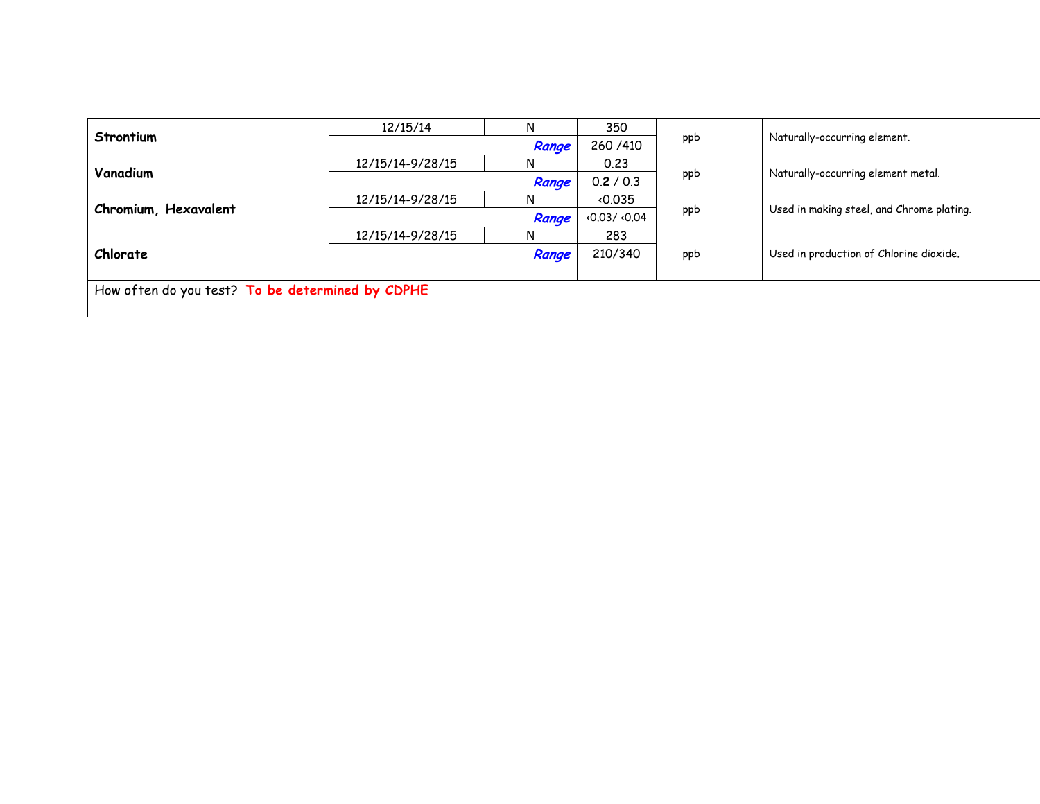| | | | | | | | |
|---|---|---|---|---|---|---|---|
| **Strontium** | 12/15/14 | N | 350 | ppb | | | Naturally-occurring element. |
| | | ***Range*** | 260 /410 | | | | |
| **Vanadium** | 12/15/14-9/28/15 | N | 0.23 | ppb | | | Naturally-occurring element metal. |
| | | ***Range*** | 0.2 / 0.3 | | | | |
| **Chromium, Hexavalent** | 12/15/14-9/28/15 | N | <0.035 | ppb | | | Used in making steel, and Chrome plating. |
| | | ***Range*** | <0.03/ <0.04 | | | | |
| **Chlorate** | 12/15/14-9/28/15 | N | 283 | ppb | | | Used in production of Chlorine dioxide. |
| | | ***Range*** | 210/340 | | | | |
| | | | | | | | |
| How often do you test? **To be determined by CDPHE** | | | | | | | |